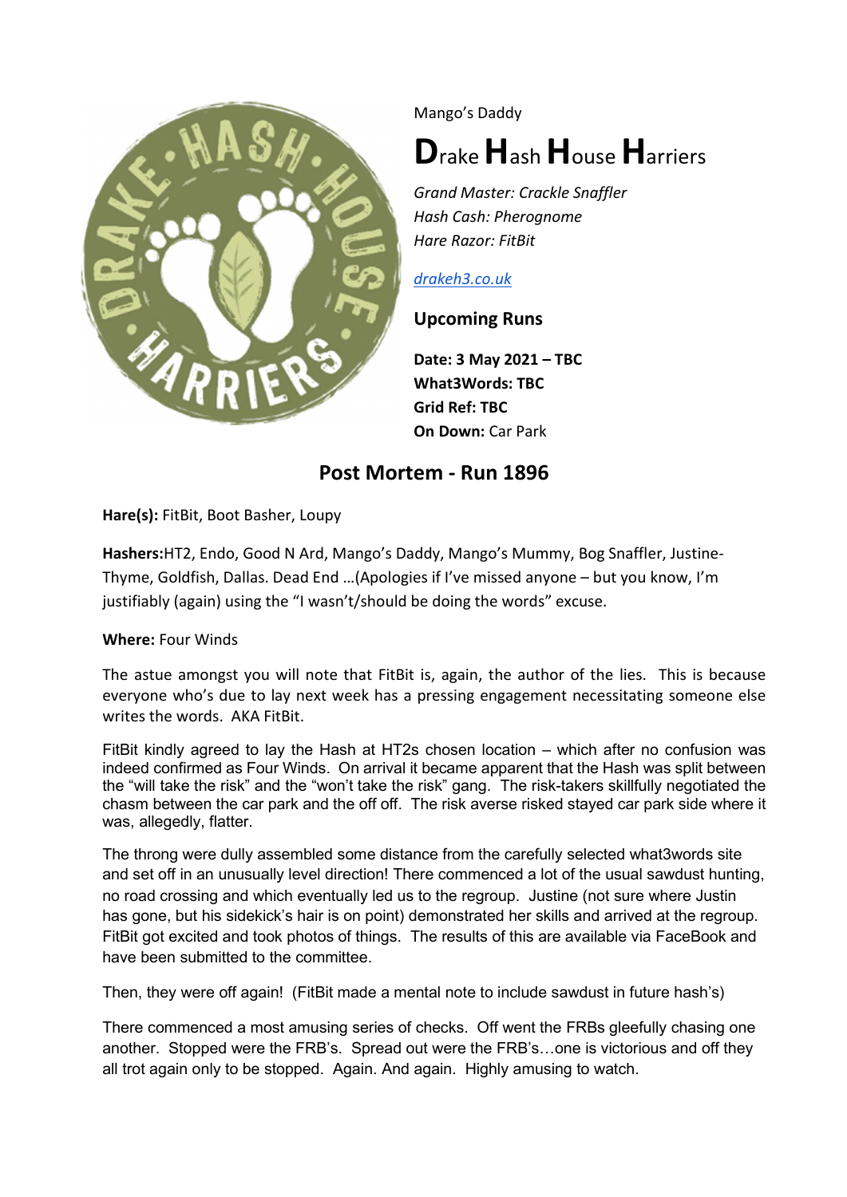Mango's Daddy

# **D**rake **H**ash **H**ouse **H**arriers

*Grand Master: Crackle Snaffler*
*Hash Cash: Pherognome*
*Hare Razor: FitBit*

[drakeh3.co.uk](drakeh3.co.uk)

### Upcoming Runs

**Date: 3 May 2021 – TBC**
**What3Words: TBC**
**Grid Ref: TBC**
**On Down:** Car Park

## Post Mortem - Run 1896

**Hare(s):** FitBit, Boot Basher, Loupy

**Hashers:**HT2, Endo, Good N Ard, Mango's Daddy, Mango's Mummy, Bog Snaffler, Justine-Thyme, Goldfish, Dallas. Dead End …(Apologies if I've missed anyone – but you know, I'm justifiably (again) using the "I wasn't/should be doing the words" excuse.

**Where:** Four Winds

The astue amongst you will note that FitBit is, again, the author of the lies. This is because everyone who's due to lay next week has a pressing engagement necessitating someone else writes the words. AKA FitBit.

FitBit kindly agreed to lay the Hash at HT2s chosen location – which after no confusion was indeed confirmed as Four Winds. On arrival it became apparent that the Hash was split between the "will take the risk" and the "won't take the risk" gang. The risk-takers skillfully negotiated the chasm between the car park and the off off. The risk averse risked stayed car park side where it was, allegedly, flatter.

The throng were dully assembled some distance from the carefully selected what3words site and set off in an unusually level direction! There commenced a lot of the usual sawdust hunting, no road crossing and which eventually led us to the regroup. Justine (not sure where Justin has gone, but his sidekick's hair is on point) demonstrated her skills and arrived at the regroup. FitBit got excited and took photos of things. The results of this are available via FaceBook and have been submitted to the committee.

Then, they were off again! (FitBit made a mental note to include sawdust in future hash's)

There commenced a most amusing series of checks. Off went the FRBs gleefully chasing one another. Stopped were the FRB's. Spread out were the FRB's…one is victorious and off they all trot again only to be stopped. Again. And again. Highly amusing to watch.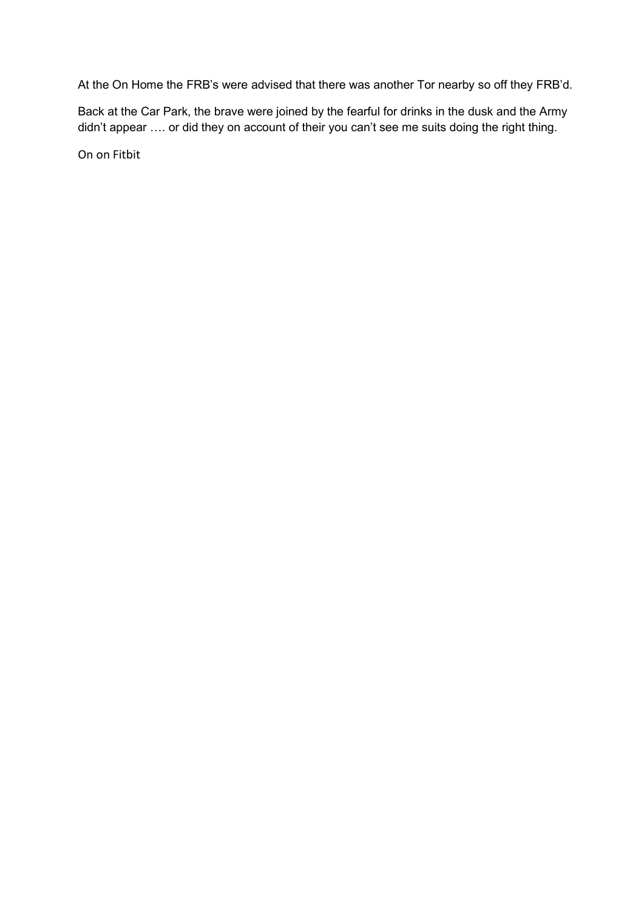At the On Home the FRB's were advised that there was another Tor nearby so off they FRB'd.

Back at the Car Park, the brave were joined by the fearful for drinks in the dusk and the Army didn't appear …. or did they on account of their you can't see me suits doing the right thing.

On on Fitbit